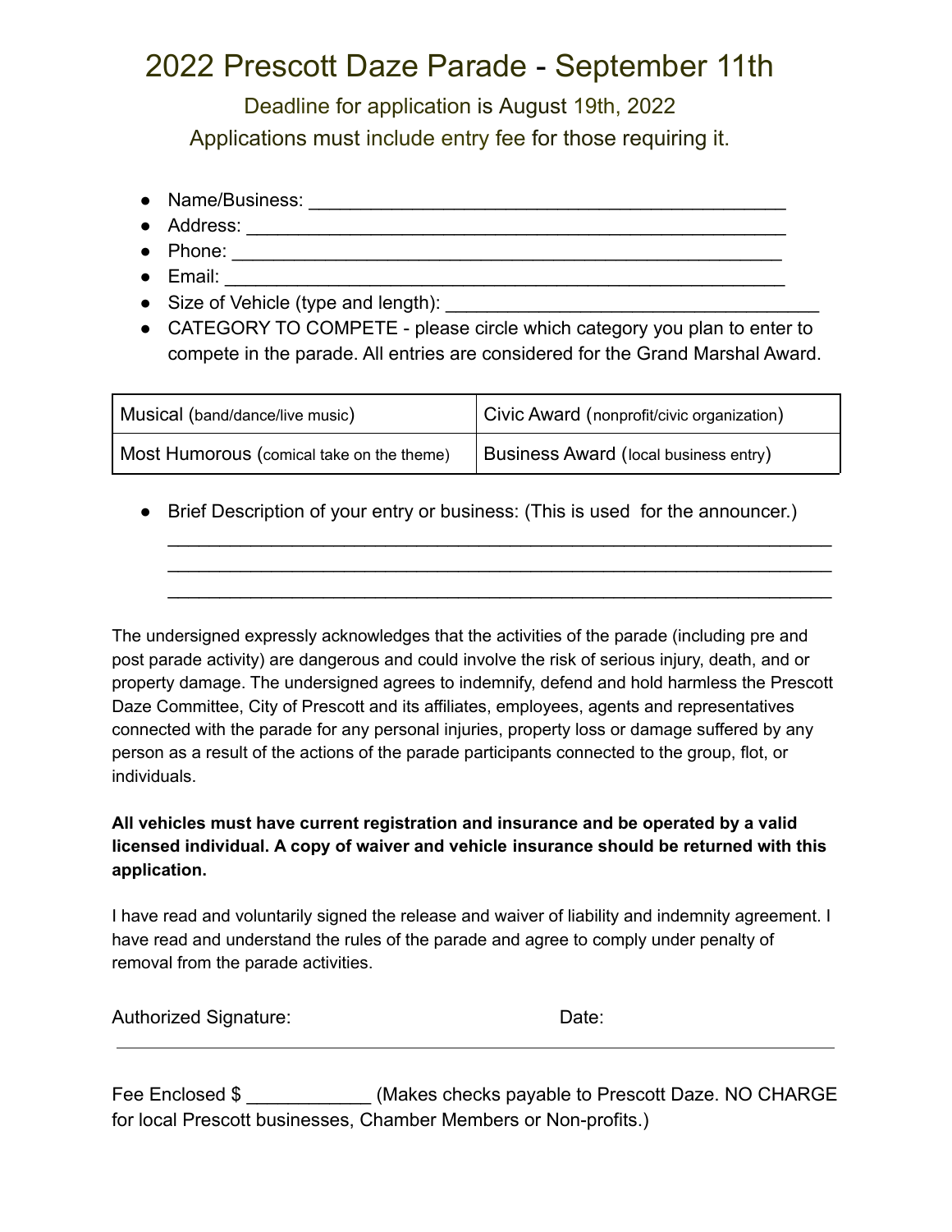# 2022 Prescott Daze Parade - September 11th

Deadline for application is August 19th, 2022

Applications must include entry fee for those requiring it.

- Name/Business: ______________________________________________
- Address: ____________________________________________________
- Phone: _____________________________________________________
- Email: ______________________________________________________
- Size of Vehicle (type and length): ___________________________________
- CATEGORY TO COMPETE - please circle which category you plan to enter to compete in the parade. All entries are considered for the Grand Marshal Award.

| Musical (band/dance/live music) | Civic Award (nonprofit/civic organization) |
|---|---|
| Most Humorous (comical take on the theme) | Business Award (local business entry) |

- Brief Description of your entry or business: (This is used for the announcer.)
  ________________________________________________________________
  ________________________________________________________________
  ________________________________________________________________

The undersigned expressly acknowledges that the activities of the parade (including pre and post parade activity) are dangerous and could involve the risk of serious injury, death, and or property damage. The undersigned agrees to indemnify, defend and hold harmless the Prescott Daze Committee, City of Prescott and its affiliates, employees, agents and representatives connected with the parade for any personal injuries, property loss or damage suffered by any person as a result of the actions of the parade participants connected to the group, flot, or individuals.

**All vehicles must have current registration and insurance and be operated by a valid licensed individual. A copy of waiver and vehicle insurance should be returned with this application.**

I have read and voluntarily signed the release and waiver of liability and indemnity agreement. I have read and understand the rules of the parade and agree to comply under penalty of removal from the parade activities.

Authorized Signature: Date:

---

Fee Enclosed $ ____________ (Makes checks payable to Prescott Daze. NO CHARGE for local Prescott businesses, Chamber Members or Non-profits.)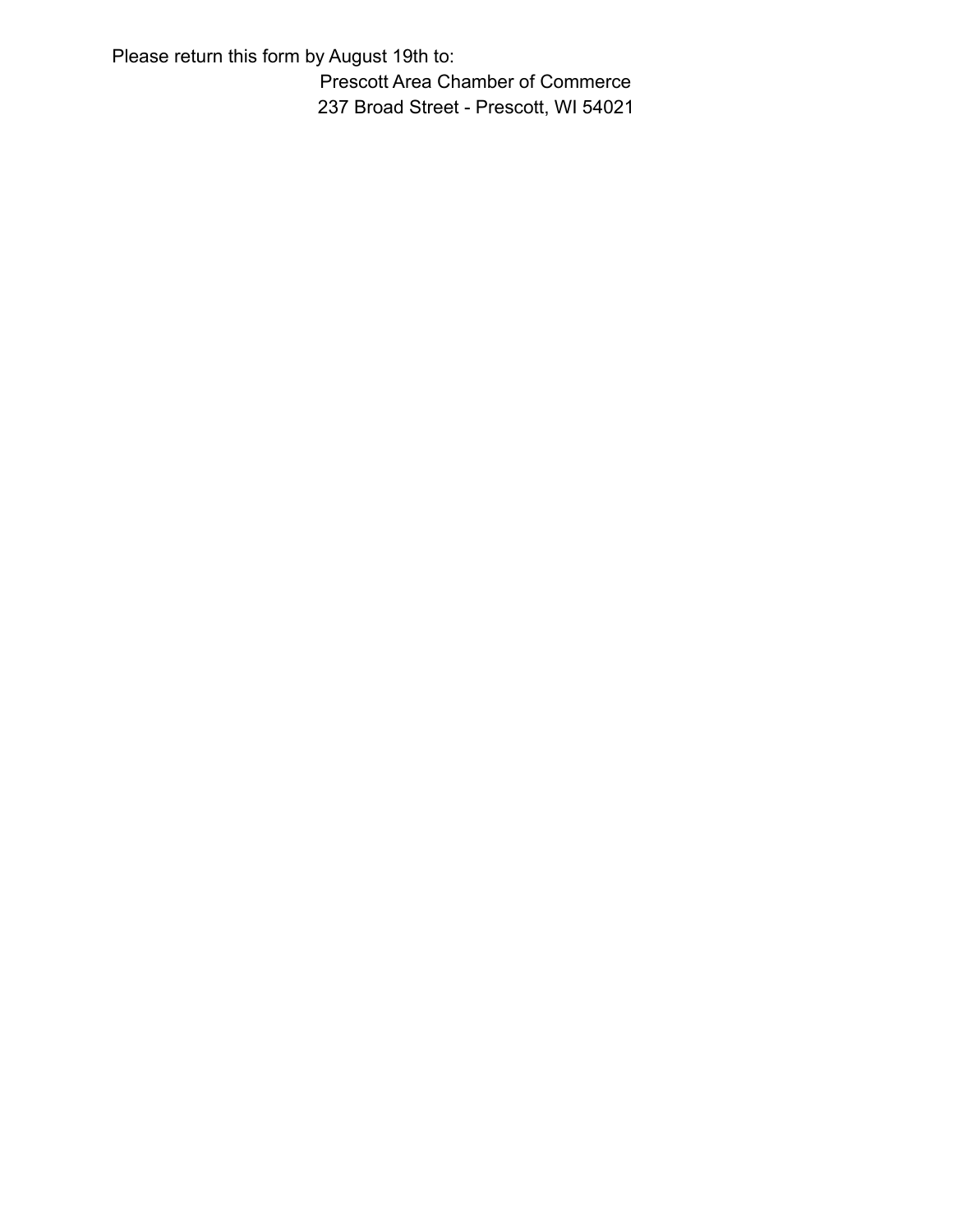Please return this form by August 19th to:

Prescott Area Chamber of Commerce
237 Broad Street - Prescott, WI 54021